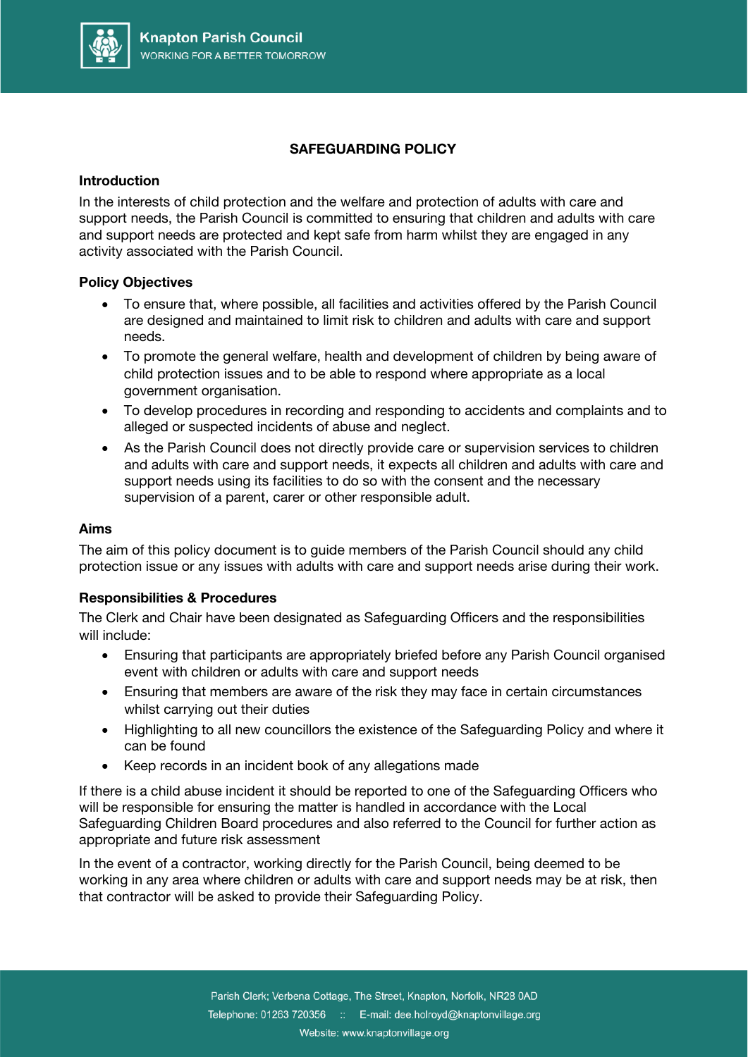# SAFEGUARDING POLICY

## Introduction

In the interests of child protection and the welfare and protection of adults with care and support needs, the Parish Council is committed to ensuring that children and adults with care and support needs are protected and kept safe from harm whilst they are engaged in any activity associated with the Parish Council.

## Policy Objectives

- To ensure that, where possible, all facilities and activities offered by the Parish Council are designed and maintained to limit risk to children and adults with care and support needs.
- To promote the general welfare, health and development of children by being aware of child protection issues and to be able to respond where appropriate as a local government organisation.
- To develop procedures in recording and responding to accidents and complaints and to alleged or suspected incidents of abuse and neglect.
- As the Parish Council does not directly provide care or supervision services to children and adults with care and support needs, it expects all children and adults with care and support needs using its facilities to do so with the consent and the necessary supervision of a parent, carer or other responsible adult.

## Aims

The aim of this policy document is to guide members of the Parish Council should any child protection issue or any issues with adults with care and support needs arise during their work.

## Responsibilities & Procedures

The Clerk and Chair have been designated as Safeguarding Officers and the responsibilities will include:

- Ensuring that participants are appropriately briefed before any Parish Council organised event with children or adults with care and support needs
- Ensuring that members are aware of the risk they may face in certain circumstances whilst carrying out their duties
- Highlighting to all new councillors the existence of the Safeguarding Policy and where it can be found
- Keep records in an incident book of any allegations made

If there is a child abuse incident it should be reported to one of the Safeguarding Officers who will be responsible for ensuring the matter is handled in accordance with the Local Safeguarding Children Board procedures and also referred to the Council for further action as appropriate and future risk assessment

In the event of a contractor, working directly for the Parish Council, being deemed to be working in any area where children or adults with care and support needs may be at risk, then that contractor will be asked to provide their Safeguarding Policy.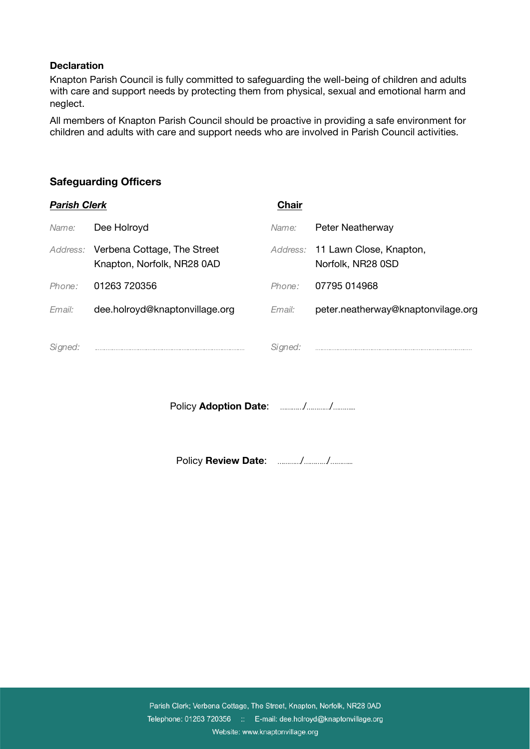**Declaration**

Knapton Parish Council is fully committed to safeguarding the well-being of children and adults with care and support needs by protecting them from physical, sexual and emotional harm and neglect.

All members of Knapton Parish Council should be proactive in providing a safe environment for children and adults with care and support needs who are involved in Parish Council activities.

## Safeguarding Officers

| ***Parish Clerk*** | | **Chair** | |
|---|---|---|---|
| *Name:* | Dee Holroyd | *Name:* | Peter Neatherway |
| *Address:* | Verbena Cottage, The Street Knapton, Norfolk, NR28 0AD | *Address:* | 11 Lawn Close, Knapton, Norfolk, NR28 0SD |
| *Phone:* | 01263 720356 | *Phone:* | 07795 014968 |
| *Email:* | dee.holroyd@knaptonvillage.org | *Email:* | peter.neatherway@knaptonvilage.org |
| *Signed:* | ............................................................ | *Signed:* | ............................................................ |

Policy **Adoption Date**: ........../........../..........

Policy **Review Date**: ........../........../..........